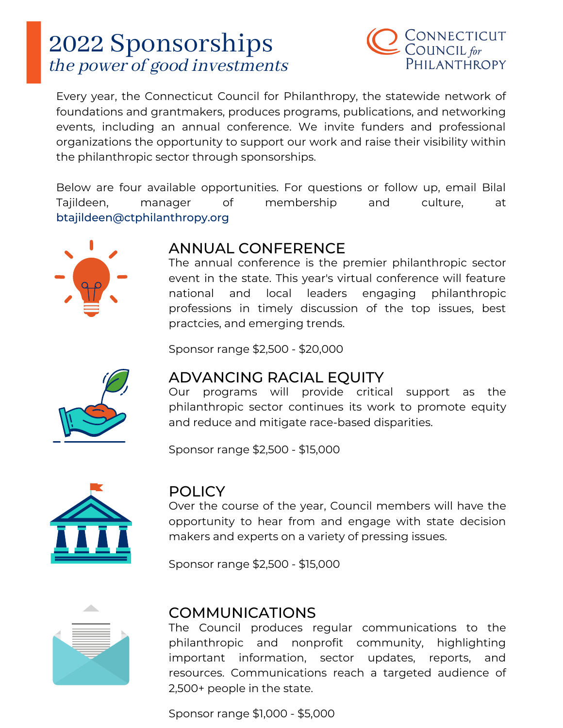# 2022 Sponsorships

*the power of good investments*

Connecticut Council for Philanthropy

Every year, the Connecticut Council for Philanthropy, the statewide network of foundations and grantmakers, produces programs, publications, and networking events, including an annual conference. We invite funders and professional organizations the opportunity to support our work and raise their visibility within the philanthropic sector through sponsorships.

Below are four available opportunities. For questions or follow up, email Bilal Tajildeen, manager of membership and culture, at btajildeen@ctphilanthropy.org

## ANNUAL CONFERENCE

The annual conference is the premier philanthropic sector event in the state. This year's virtual conference will feature national and local leaders engaging philanthropic professions in timely discussion of the top issues, best practcies, and emerging trends.

Sponsor range $2,500 - $20,000

## ADVANCING RACIAL EQUITY

Our programs will provide critical support as the philanthropic sector continues its work to promote equity and reduce and mitigate race-based disparities.

Sponsor range $2,500 - $15,000

## POLICY

Over the course of the year, Council members will have the opportunity to hear from and engage with state decision makers and experts on a variety of pressing issues.

Sponsor range $2,500 - $15,000

## COMMUNICATIONS

The Council produces regular communications to the philanthropic and nonprofit community, highlighting important information, sector updates, reports, and resources. Communications reach a targeted audience of 2,500+ people in the state.

Sponsor range $1,000 - $5,000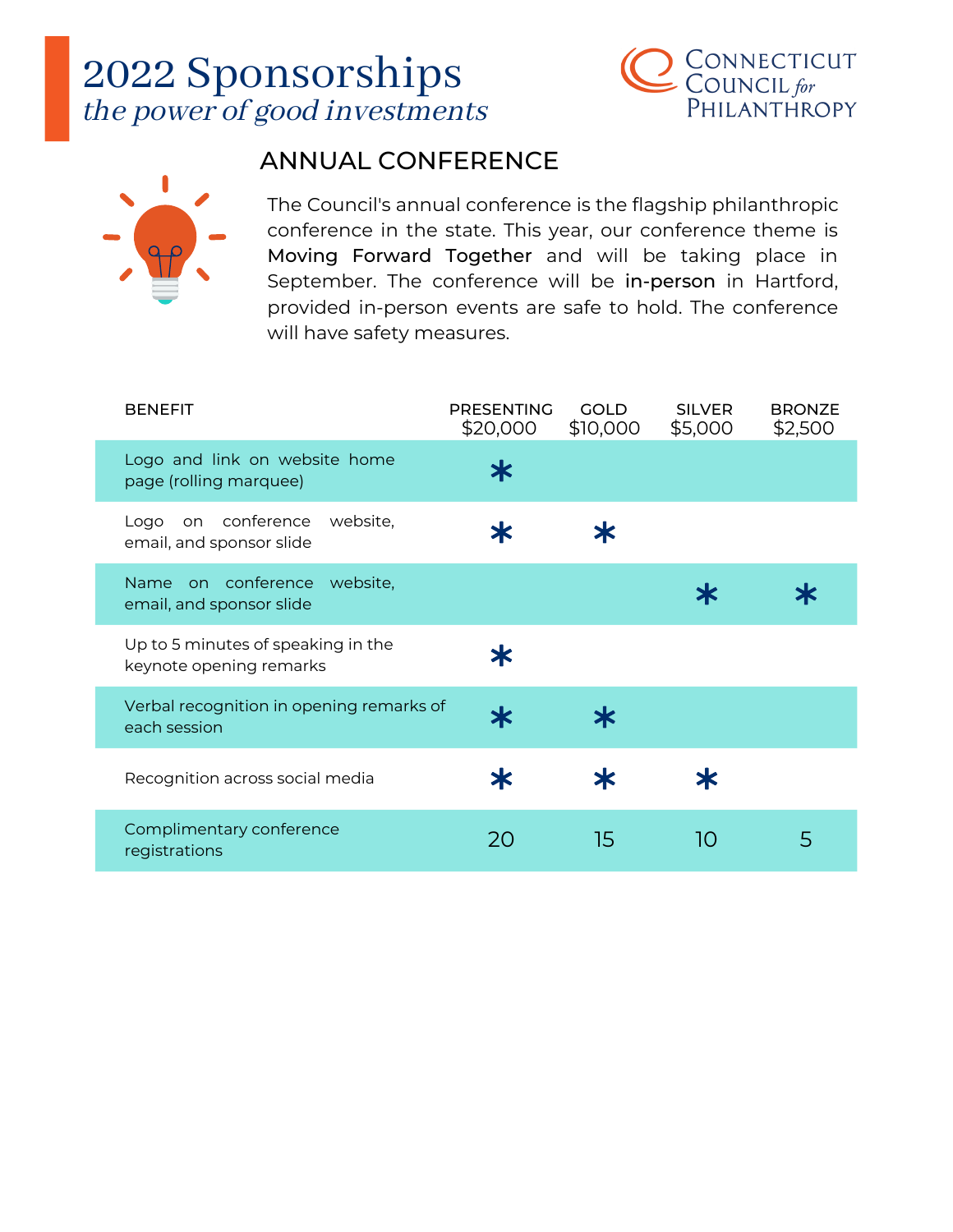# 2022 Sponsorships

*the power of good investments*

CONNECTICUT COUNCIL *for* PHILANTHROPY

## ANNUAL CONFERENCE

The Council's annual conference is the flagship philanthropic conference in the state. This year, our conference theme is **Moving Forward Together** and will be taking place in September. The conference will be **in-person** in Hartford, provided in-person events are safe to hold. The conference will have safety measures.

| BENEFIT | PRESENTING $20,000 | GOLD $10,000 | SILVER $5,000 | BRONZE $2,500 |
|---|---|---|---|---|
| Logo and link on website home page (rolling marquee) | * | | | |
| Logo on conference website, email, and sponsor slide | * | * | | |
| Name on conference website, email, and sponsor slide | | | * | * |
| Up to 5 minutes of speaking in the keynote opening remarks | * | | | |
| Verbal recognition in opening remarks of each session | * | * | | |
| Recognition across social media | * | * | * | |
| Complimentary conference registrations | 20 | 15 | 10 | 5 |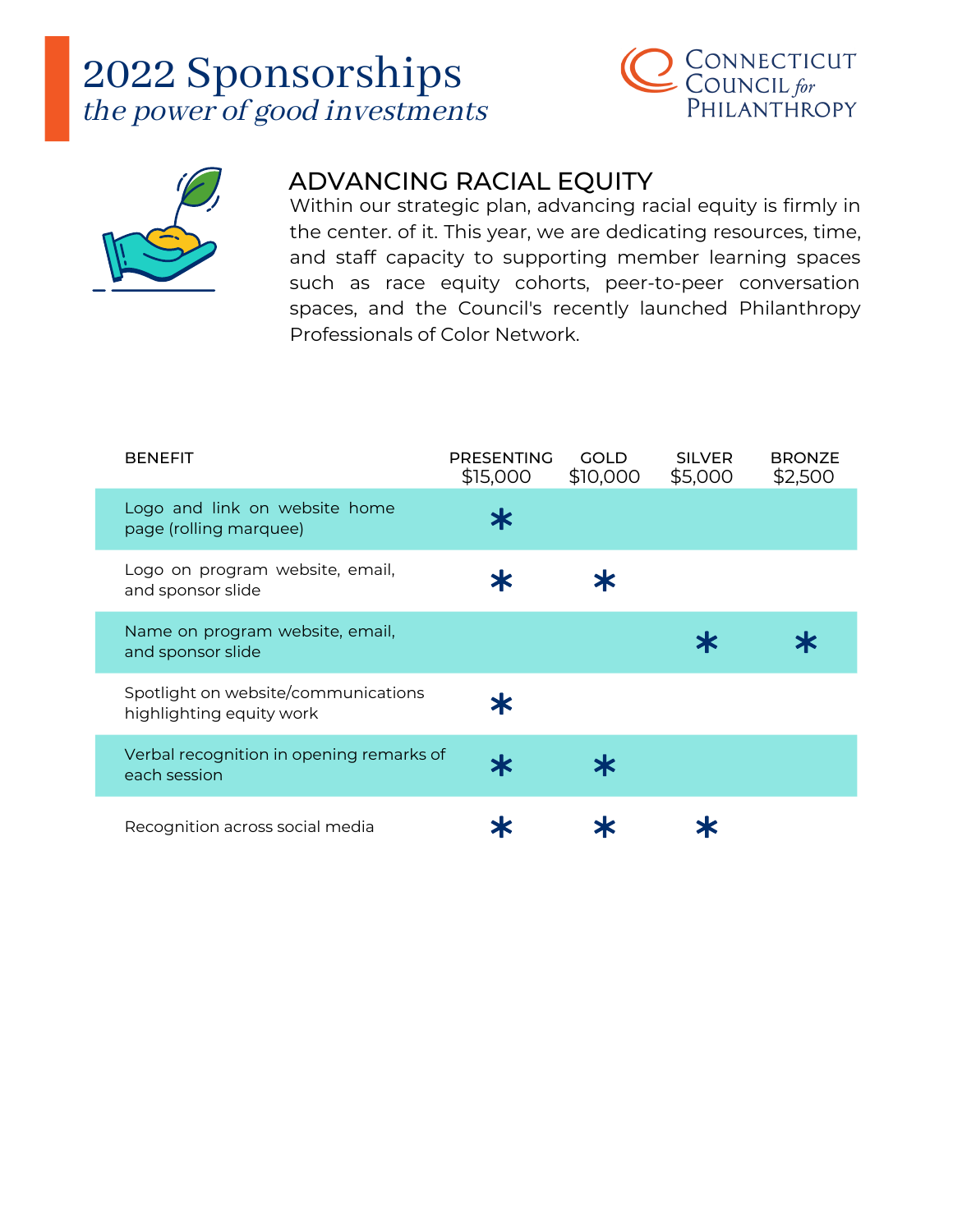# 2022 Sponsorships

*the power of good investments*

Connecticut Council for Philanthropy

## ADVANCING RACIAL EQUITY

Within our strategic plan, advancing racial equity is firmly in the center. of it. This year, we are dedicating resources, time, and staff capacity to supporting member learning spaces such as race equity cohorts, peer-to-peer conversation spaces, and the Council's recently launched Philanthropy Professionals of Color Network.

| BENEFIT | PRESENTING $15,000 | GOLD $10,000 | SILVER $5,000 | BRONZE $2,500 |
|---|---|---|---|---|
| Logo and link on website home page (rolling marquee) | * | | | |
| Logo on program website, email, and sponsor slide | * | * | | |
| Name on program website, email, and sponsor slide | | | * | * |
| Spotlight on website/communications highlighting equity work | * | | | |
| Verbal recognition in opening remarks of each session | * | * | | |
| Recognition across social media | * | * | * | |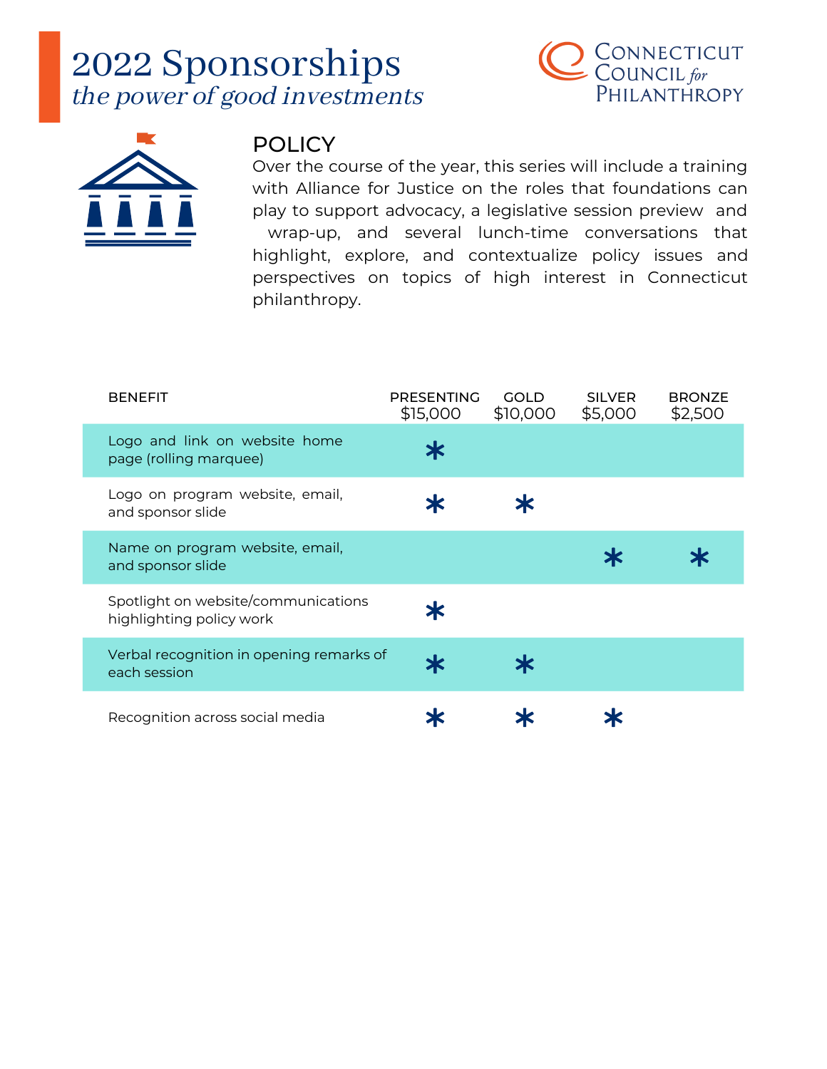# 2022 Sponsorships

*the power of good investments*

Connecticut Council *for* Philanthropy

## POLICY

Over the course of the year, this series will include a training with Alliance for Justice on the roles that foundations can play to support advocacy, a legislative session preview and wrap-up, and several lunch-time conversations that highlight, explore, and contextualize policy issues and perspectives on topics of high interest in Connecticut philanthropy.

| BENEFIT | PRESENTING $15,000 | GOLD $10,000 | SILVER $5,000 | BRONZE $2,500 |
|---|---|---|---|---|
| Logo and link on website home page (rolling marquee) | * | | | |
| Logo on program website, email, and sponsor slide | * | * | | |
| Name on program website, email, and sponsor slide | | | * | * |
| Spotlight on website/communications highlighting policy work | * | | | |
| Verbal recognition in opening remarks of each session | * | * | | |
| Recognition across social media | * | * | * | |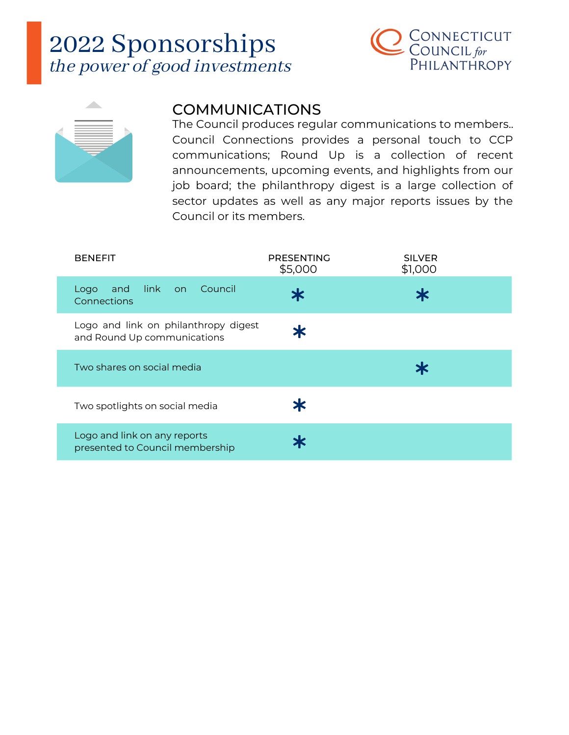# 2022 Sponsorships
*the power of good investments*

Connecticut Council for Philanthropy

## COMMUNICATIONS

The Council produces regular communications to members.. Council Connections provides a personal touch to CCP communications; Round Up is a collection of recent announcements, upcoming events, and highlights from our job board; the philanthropy digest is a large collection of sector updates as well as any major reports issues by the Council or its members.

| BENEFIT | PRESENTING $5,000 | SILVER $1,000 |
|---|---|---|
| Logo and link on Council Connections | * | * |
| Logo and link on philanthropy digest and Round Up communications | * | |
| Two shares on social media | | * |
| Two spotlights on social media | * | |
| Logo and link on any reports presented to Council membership | * | |